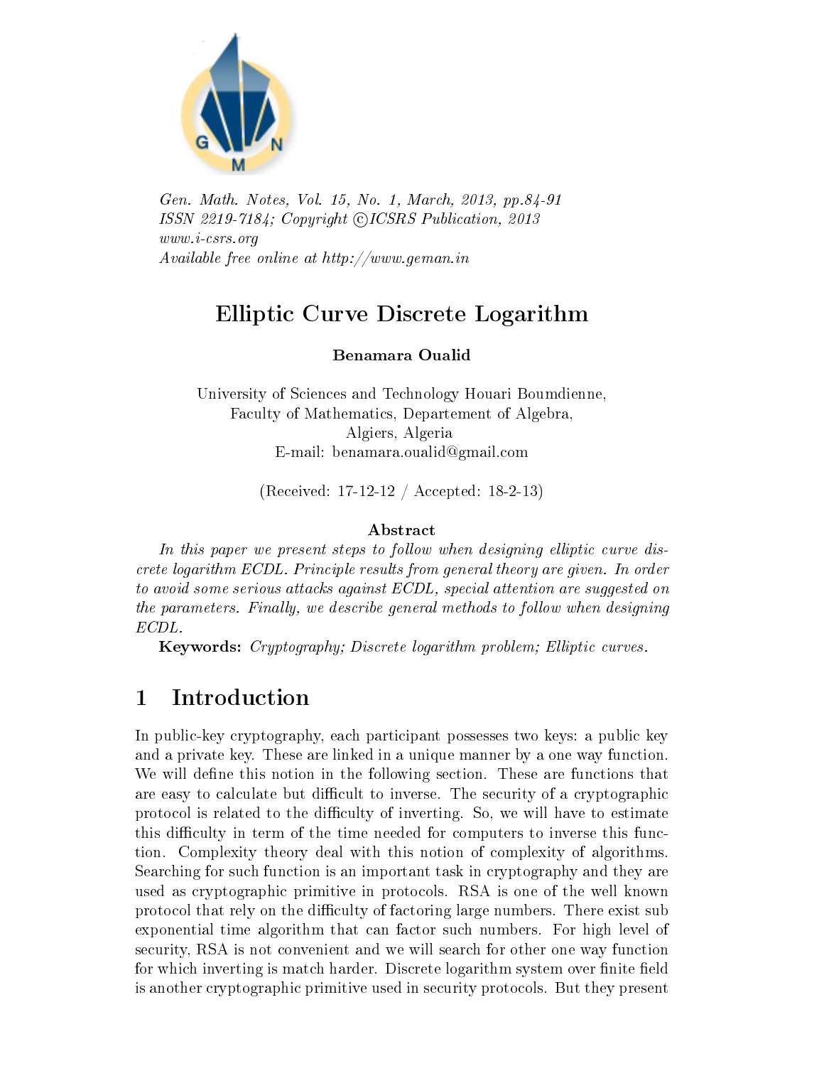*Gen. Math. Notes, Vol. 15, No. 1, March, 2013, pp.84-91*
*ISSN 2219-7184; Copyright ©ICSRS Publication, 2013*
*www.i-csrs.org*
*Available free online at http://www.geman.in*

# Elliptic Curve Discrete Logarithm

**Benamara Oualid**

University of Sciences and Technology Houari Boumdienne,
Faculty of Mathematics, Departement of Algebra,
Algiers, Algeria
E-mail: benamara.oualid@gmail.com

(Received: 17-12-12 / Accepted: 18-2-13)

**Abstract**

*In this paper we present steps to follow when designing elliptic curve discrete logarithm ECDL. Principle results from general theory are given. In order to avoid some serious attacks against ECDL, special attention are suggested on the parameters. Finally, we describe general methods to follow when designing ECDL.*

**Keywords:** *Cryptography; Discrete logarithm problem; Elliptic curves.*

## 1 Introduction

In public-key cryptography, each participant possesses two keys: a public key and a private key. These are linked in a unique manner by a one way function. We will define this notion in the following section. These are functions that are easy to calculate but difficult to inverse. The security of a cryptographic protocol is related to the difficulty of inverting. So, we will have to estimate this difficulty in term of the time needed for computers to inverse this function. Complexity theory deal with this notion of complexity of algorithms. Searching for such function is an important task in cryptography and they are used as cryptographic primitive in protocols. RSA is one of the well known protocol that rely on the difficulty of factoring large numbers. There exist sub exponential time algorithm that can factor such numbers. For high level of security, RSA is not convenient and we will search for other one way function for which inverting is match harder. Discrete logarithm system over finite field is another cryptographic primitive used in security protocols. But they present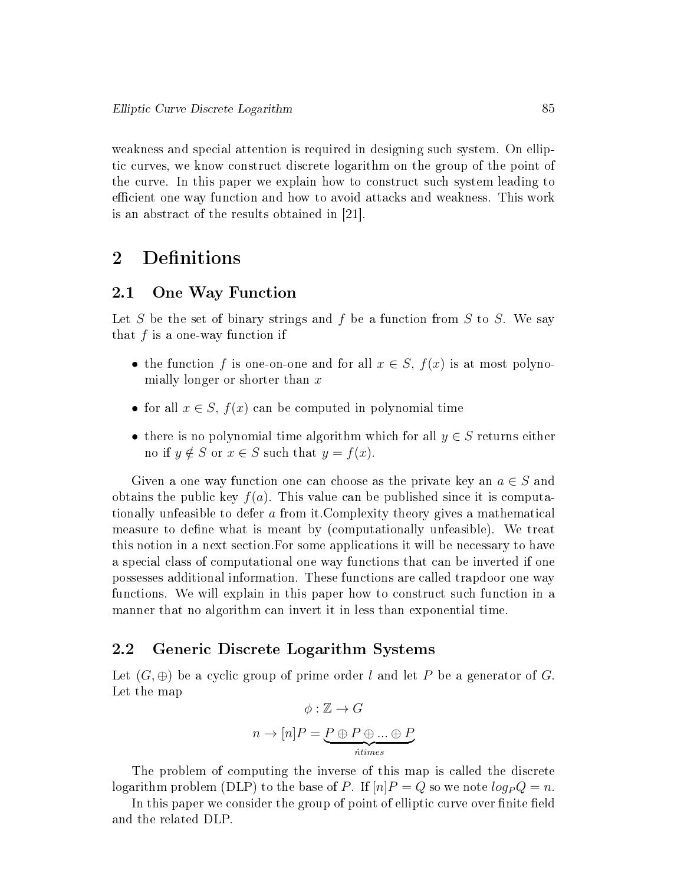weakness and special attention is required in designing such system. On elliptic curves, we know construct discrete logarithm on the group of the point of the curve. In this paper we explain how to construct such system leading to efficient one way function and how to avoid attacks and weakness. This work is an abstract of the results obtained in [21].

# 2 Definitions

## 2.1 One Way Function

Let $S$ be the set of binary strings and $f$ be a function from $S$ to $S$. We say that $f$ is a one-way function if

- the function $f$ is one-on-one and for all $x \in S$, $f(x)$ is at most polynomially longer or shorter than $x$
- for all $x \in S$, $f(x)$ can be computed in polynomial time
- there is no polynomial time algorithm which for all $y \in S$ returns either no if $y \notin S$ or $x \in S$ such that $y = f(x)$.

Given a one way function one can choose as the private key an $a \in S$ and obtains the public key $f(a)$. This value can be published since it is computationally unfeasible to defer $a$ from it.Complexity theory gives a mathematical measure to define what is meant by (computationally unfeasible). We treat this notion in a next section.For some applications it will be necessary to have a special class of computational one way functions that can be inverted if one possesses additional information. These functions are called trapdoor one way functions. We will explain in this paper how to construct such function in a manner that no algorithm can invert it in less than exponential time.

## 2.2 Generic Discrete Logarithm Systems

Let $(G, \oplus)$ be a cyclic group of prime order $l$ and let $P$ be a generator of $G$. Let the map

$$\phi : \mathbb{Z} \to G$$

$$n \to [n]P = \underbrace{P \oplus P \oplus ... \oplus P}_{\acute{n}times}$$

The problem of computing the inverse of this map is called the discrete logarithm problem (DLP) to the base of $P$. If $[n]P = Q$ so we note $log_P Q = n$.

In this paper we consider the group of point of elliptic curve over finite field and the related DLP.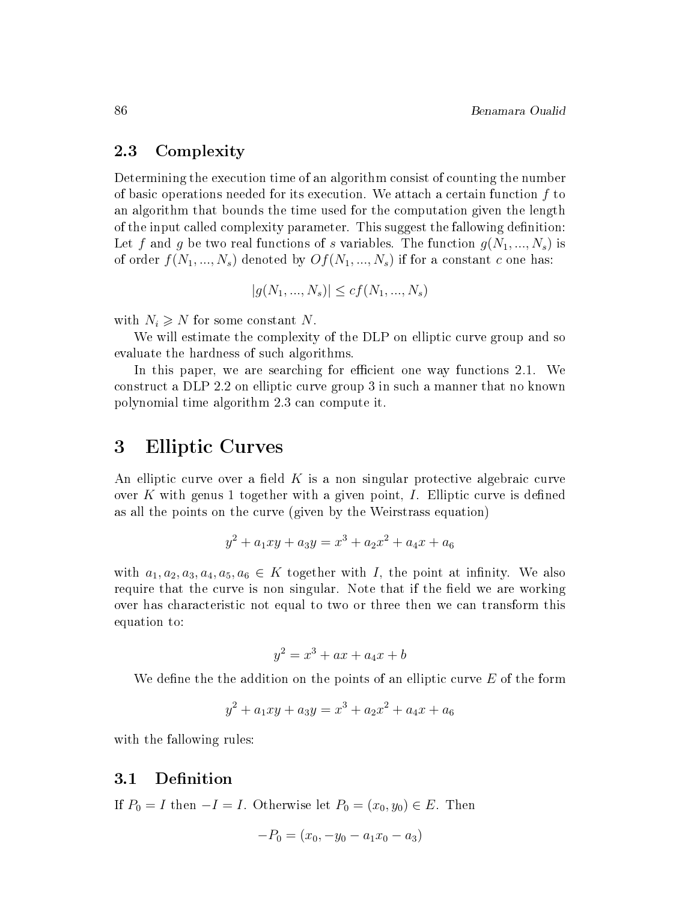### 2.3 Complexity

Determining the execution time of an algorithm consist of counting the number of basic operations needed for its execution. We attach a certain function $f$ to an algorithm that bounds the time used for the computation given the length of the input called complexity parameter. This suggest the fallowing definition: Let $f$ and $g$ be two real functions of $s$ variables. The function $g(N_1, ..., N_s)$ is of order $f(N_1, ..., N_s)$ denoted by $Of(N_1, ..., N_s)$ if for a constant $c$ one has:

$$|g(N_1, ..., N_s)| \leq cf(N_1, ..., N_s)$$

with $N_i \geqslant N$ for some constant $N$.

We will estimate the complexity of the DLP on elliptic curve group and so evaluate the hardness of such algorithms.

In this paper, we are searching for efficient one way functions 2.1. We construct a DLP 2.2 on elliptic curve group 3 in such a manner that no known polynomial time algorithm 2.3 can compute it.

# 3 Elliptic Curves

An elliptic curve over a field $K$ is a non singular protective algebraic curve over $K$ with genus 1 together with a given point, $I$. Elliptic curve is defined as all the points on the curve (given by the Weirstrass equation)

$$y^2 + a_1xy + a_3y = x^3 + a_2x^2 + a_4x + a_6$$

with $a_1, a_2, a_3, a_4, a_5, a_6 \in K$ together with $I$, the point at infinity. We also require that the curve is non singular. Note that if the field we are working over has characteristic not equal to two or three then we can transform this equation to:

$$y^2 = x^3 + ax + a_4x + b$$

We define the the addition on the points of an elliptic curve $E$ of the form

$$y^2 + a_1xy + a_3y = x^3 + a_2x^2 + a_4x + a_6$$

with the fallowing rules:

### 3.1 Definition

If $P_0 = I$ then $-I = I$. Otherwise let $P_0 = (x_0, y_0) \in E$. Then

$$-P_0 = (x_0, -y_0 - a_1x_0 - a_3)$$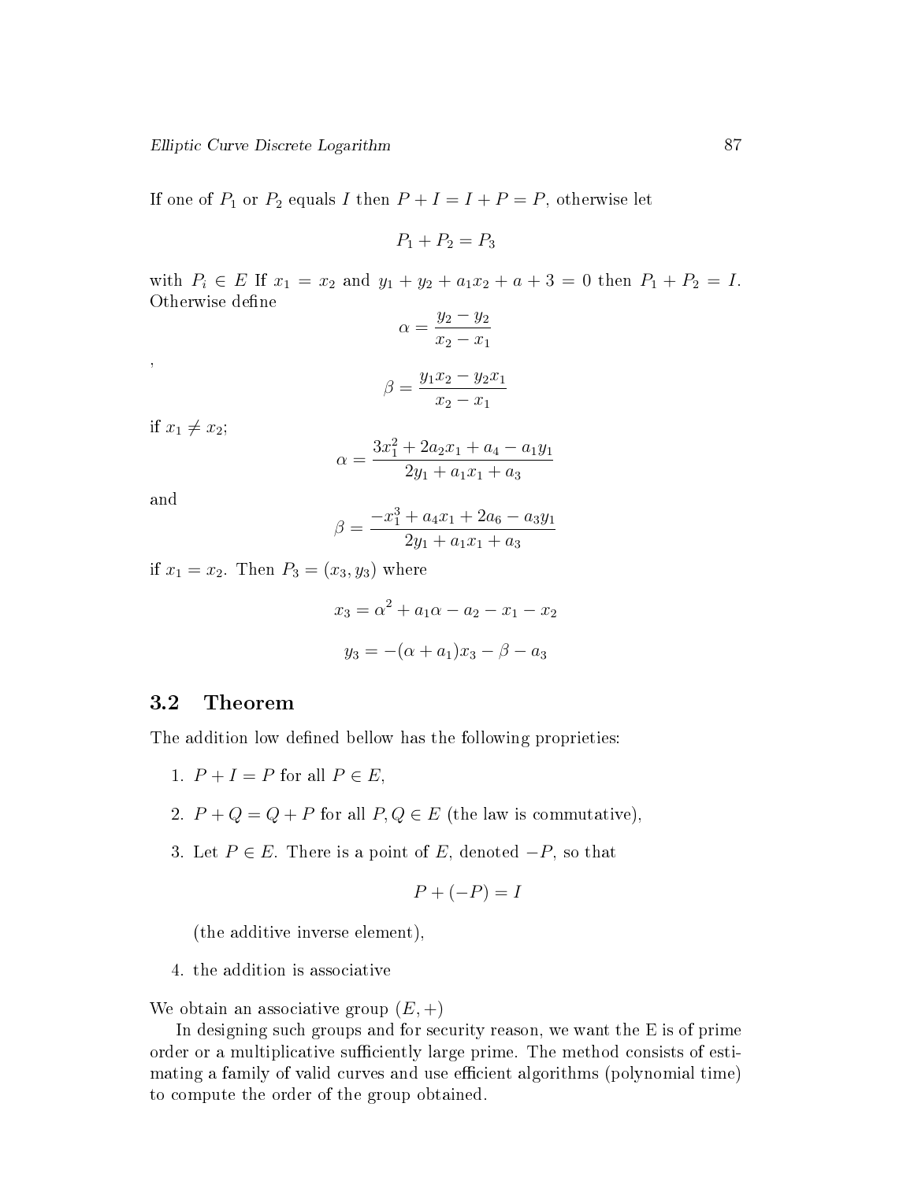If one of $P_1$ or $P_2$ equals $I$ then $P + I = I + P = P$, otherwise let

$$P_1 + P_2 = P_3$$

with $P_i \in E$ If $x_1 = x_2$ and $y_1 + y_2 + a_1x_2 + a + 3 = 0$ then $P_1 + P_2 = I$. Otherwise define

$$\alpha = \frac{y_2 - y_2}{x_2 - x_1}$$

,

$$\beta = \frac{y_1x_2 - y_2x_1}{x_2 - x_1}$$

if $x_1 \neq x_2$;

$$\alpha = \frac{3x_1^2 + 2a_2x_1 + a_4 - a_1y_1}{2y_1 + a_1x_1 + a_3}$$

and

$$\beta = \frac{-x_1^3 + a_4x_1 + 2a_6 - a_3y_1}{2y_1 + a_1x_1 + a_3}$$

if $x_1 = x_2$. Then $P_3 = (x_3, y_3)$ where

$$x_3 = \alpha^2 + a_1\alpha - a_2 - x_1 - x_2$$

$$y_3 = -(\alpha + a_1)x_3 - \beta - a_3$$

## 3.2 Theorem

The addition low defined bellow has the following proprieties:

1. $P + I = P$ for all $P \in E$,
2. $P + Q = Q + P$ for all $P, Q \in E$ (the law is commutative),
3. Let $P \in E$. There is a point of $E$, denoted $-P$, so that

   $$P + (-P) = I$$

   (the additive inverse element),
4. the addition is associative

We obtain an associative group $(E, +)$

In designing such groups and for security reason, we want the E is of prime order or a multiplicative sufficiently large prime. The method consists of estimating a family of valid curves and use efficient algorithms (polynomial time) to compute the order of the group obtained.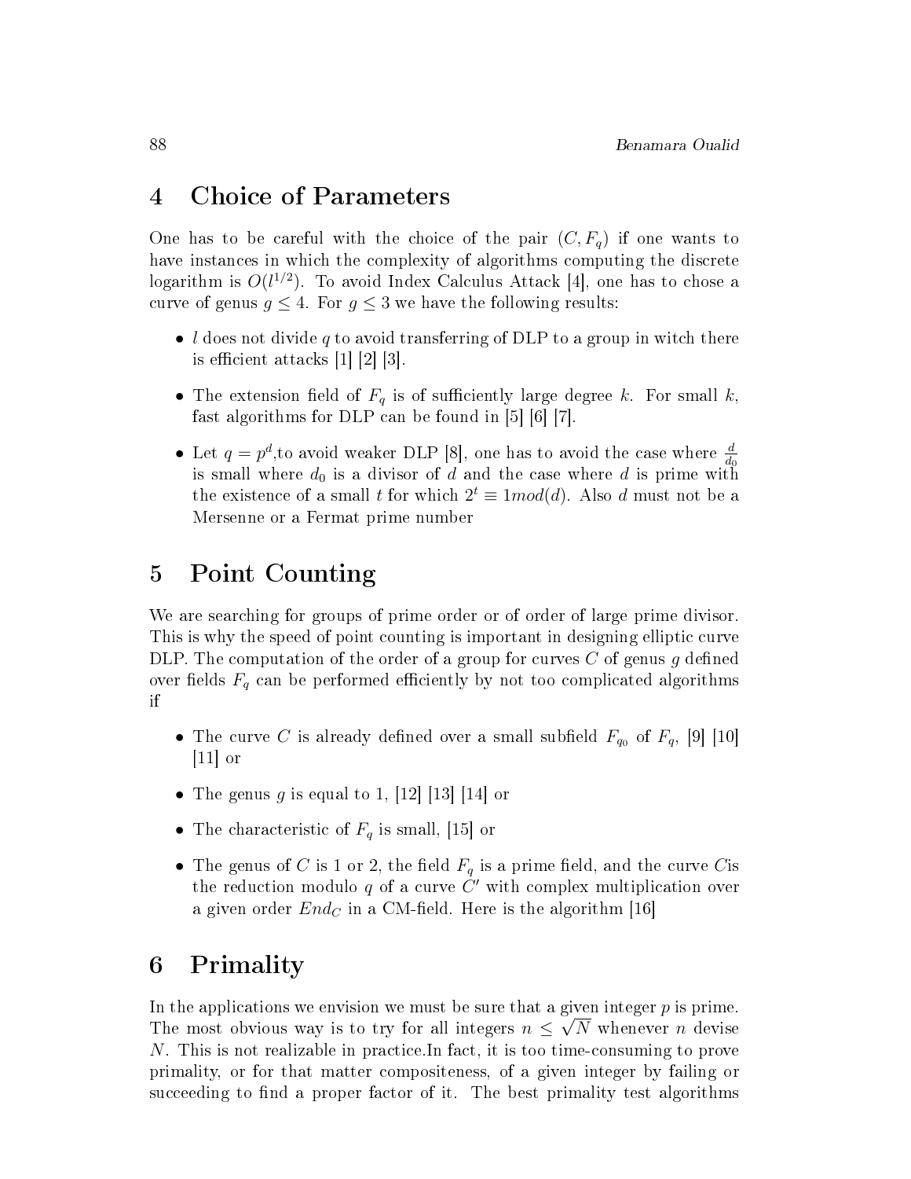## 4 Choice of Parameters

One has to be careful with the choice of the pair $(C, F_q)$ if one wants to have instances in which the complexity of algorithms computing the discrete logarithm is $O(l^{1/2})$. To avoid Index Calculus Attack [4], one has to chose a curve of genus $g \leq 4$. For $g \leq 3$ we have the following results:

- $l$ does not divide $q$ to avoid transferring of DLP to a group in witch there is efficient attacks [1] [2] [3].
- The extension field of $F_q$ is of sufficiently large degree $k$. For small $k$, fast algorithms for DLP can be found in [5] [6] [7].
- Let $q = p^d$,to avoid weaker DLP [8], one has to avoid the case where $\frac{d}{d_0}$ is small where $d_0$ is a divisor of $d$ and the case where $d$ is prime with the existence of a small $t$ for which $2^t \equiv 1 mod(d)$. Also $d$ must not be a Mersenne or a Fermat prime number

## 5 Point Counting

We are searching for groups of prime order or of order of large prime divisor. This is why the speed of point counting is important in designing elliptic curve DLP. The computation of the order of a group for curves $C$ of genus $g$ defined over fields $F_q$ can be performed efficiently by not too complicated algorithms if

- The curve $C$ is already defined over a small subfield $F_{q_0}$ of $F_q$, [9] [10] [11] or
- The genus $g$ is equal to 1, [12] [13] [14] or
- The characteristic of $F_q$ is small, [15] or
- The genus of $C$ is 1 or 2, the field $F_q$ is a prime field, and the curve $C$is the reduction modulo $q$ of a curve $C'$ with complex multiplication over a given order $End_C$ in a CM-field. Here is the algorithm [16]

## 6 Primality

In the applications we envision we must be sure that a given integer $p$ is prime. The most obvious way is to try for all integers $n \leq \sqrt{N}$ whenever $n$ devise $N$. This is not realizable in practice.In fact, it is too time-consuming to prove primality, or for that matter compositeness, of a given integer by failing or succeeding to find a proper factor of it. The best primality test algorithms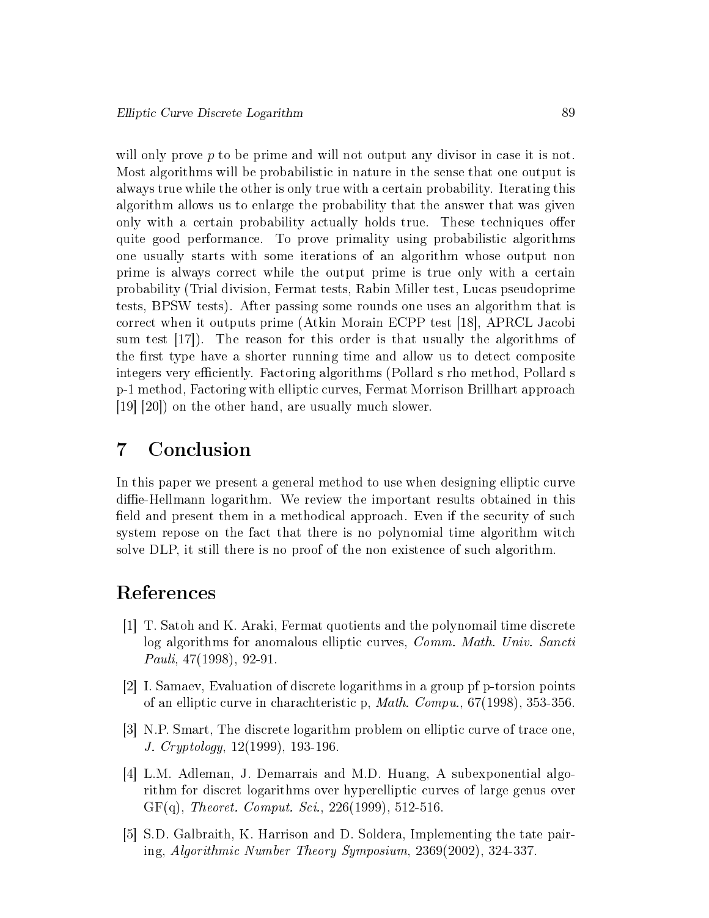will only prove $p$ to be prime and will not output any divisor in case it is not. Most algorithms will be probabilistic in nature in the sense that one output is always true while the other is only true with a certain probability. Iterating this algorithm allows us to enlarge the probability that the answer that was given only with a certain probability actually holds true. These techniques offer quite good performance. To prove primality using probabilistic algorithms one usually starts with some iterations of an algorithm whose output non prime is always correct while the output prime is true only with a certain probability (Trial division, Fermat tests, Rabin Miller test, Lucas pseudoprime tests, BPSW tests). After passing some rounds one uses an algorithm that is correct when it outputs prime (Atkin Morain ECPP test [18], APRCL Jacobi sum test [17]). The reason for this order is that usually the algorithms of the first type have a shorter running time and allow us to detect composite integers very efficiently. Factoring algorithms (Pollard s rho method, Pollard s p-1 method, Factoring with elliptic curves, Fermat Morrison Brillhart approach [19] [20]) on the other hand, are usually much slower.

# 7 Conclusion

In this paper we present a general method to use when designing elliptic curve diffie-Hellmann logarithm. We review the important results obtained in this field and present them in a methodical approach. Even if the security of such system repose on the fact that there is no polynomial time algorithm witch solve DLP, it still there is no proof of the non existence of such algorithm.

# References

[1] T. Satoh and K. Araki, Fermat quotients and the polynomail time discrete log algorithms for anomalous elliptic curves, *Comm. Math. Univ. Sancti Pauli*, 47(1998), 92-91.

[2] I. Samaev, Evaluation of discrete logarithms in a group pf p-torsion points of an elliptic curve in charachteristic p, *Math. Compu.*, 67(1998), 353-356.

[3] N.P. Smart, The discrete logarithm problem on elliptic curve of trace one, *J. Cryptology*, 12(1999), 193-196.

[4] L.M. Adleman, J. Demarrais and M.D. Huang, A subexponential algorithm for discret logarithms over hyperelliptic curves of large genus over GF(q), *Theoret. Comput. Sci.*, 226(1999), 512-516.

[5] S.D. Galbraith, K. Harrison and D. Soldera, Implementing the tate pairing, *Algorithmic Number Theory Symposium*, 2369(2002), 324-337.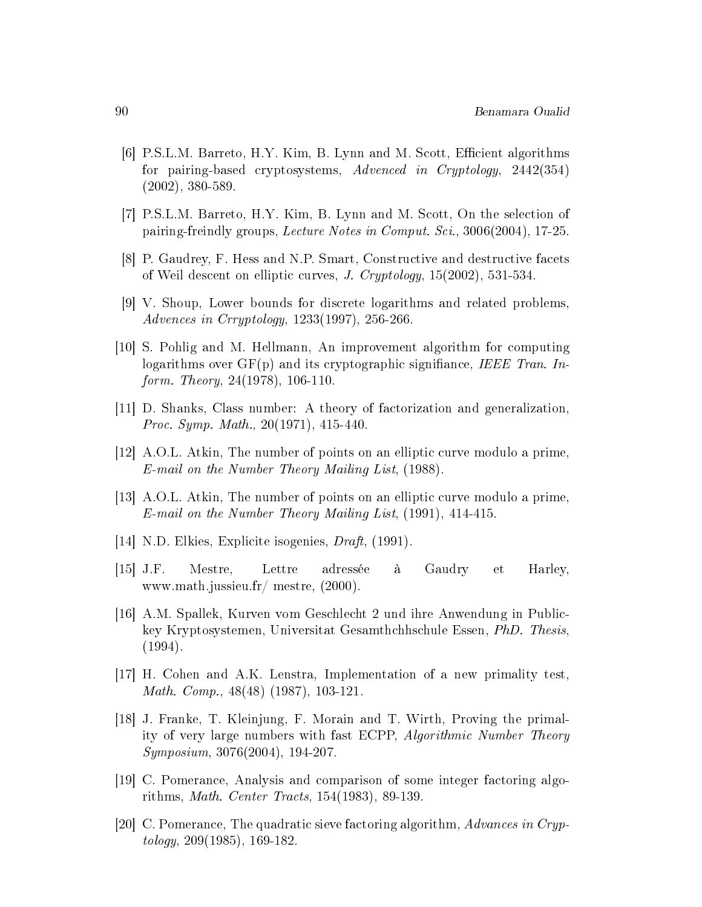[6] P.S.L.M. Barreto, H.Y. Kim, B. Lynn and M. Scott, Efficient algorithms for pairing-based cryptosystems, *Advenced in Cryptology*, 2442(354) (2002), 380-589.

[7] P.S.L.M. Barreto, H.Y. Kim, B. Lynn and M. Scott, On the selection of pairing-freindly groups, *Lecture Notes in Comput. Sci.*, 3006(2004), 17-25.

[8] P. Gaudrey, F. Hess and N.P. Smart, Constructive and destructive facets of Weil descent on elliptic curves, *J. Cryptology*, 15(2002), 531-534.

[9] V. Shoup, Lower bounds for discrete logarithms and related problems, *Advences in Crryptology*, 1233(1997), 256-266.

[10] S. Pohlig and M. Hellmann, An improvement algorithm for computing logarithms over GF(p) and its cryptographic signifiance, *IEEE Tran. Inform. Theory*, 24(1978), 106-110.

[11] D. Shanks, Class number: A theory of factorization and generalization, *Proc. Symp. Math.*, 20(1971), 415-440.

[12] A.O.L. Atkin, The number of points on an elliptic curve modulo a prime, *E-mail on the Number Theory Mailing List*, (1988).

[13] A.O.L. Atkin, The number of points on an elliptic curve modulo a prime, *E-mail on the Number Theory Mailing List*, (1991), 414-415.

[14] N.D. Elkies, Explicite isogenies, *Draft*, (1991).

[15] J.F. Mestre, Lettre adressée à Gaudry et Harley, www.math.jussieu.fr/ mestre, (2000).

[16] A.M. Spallek, Kurven vom Geschlecht 2 und ihre Anwendung in Public-key Kryptosystemen, Universitat Gesamthchhschule Essen, *PhD. Thesis*, (1994).

[17] H. Cohen and A.K. Lenstra, Implementation of a new primality test, *Math. Comp.*, 48(48) (1987), 103-121.

[18] J. Franke, T. Kleinjung, F. Morain and T. Wirth, Proving the primality of very large numbers with fast ECPP, *Algorithmic Number Theory Symposium*, 3076(2004), 194-207.

[19] C. Pomerance, Analysis and comparison of some integer factoring algorithms, *Math. Center Tracts*, 154(1983), 89-139.

[20] C. Pomerance, The quadratic sieve factoring algorithm, *Advances in Cryptology*, 209(1985), 169-182.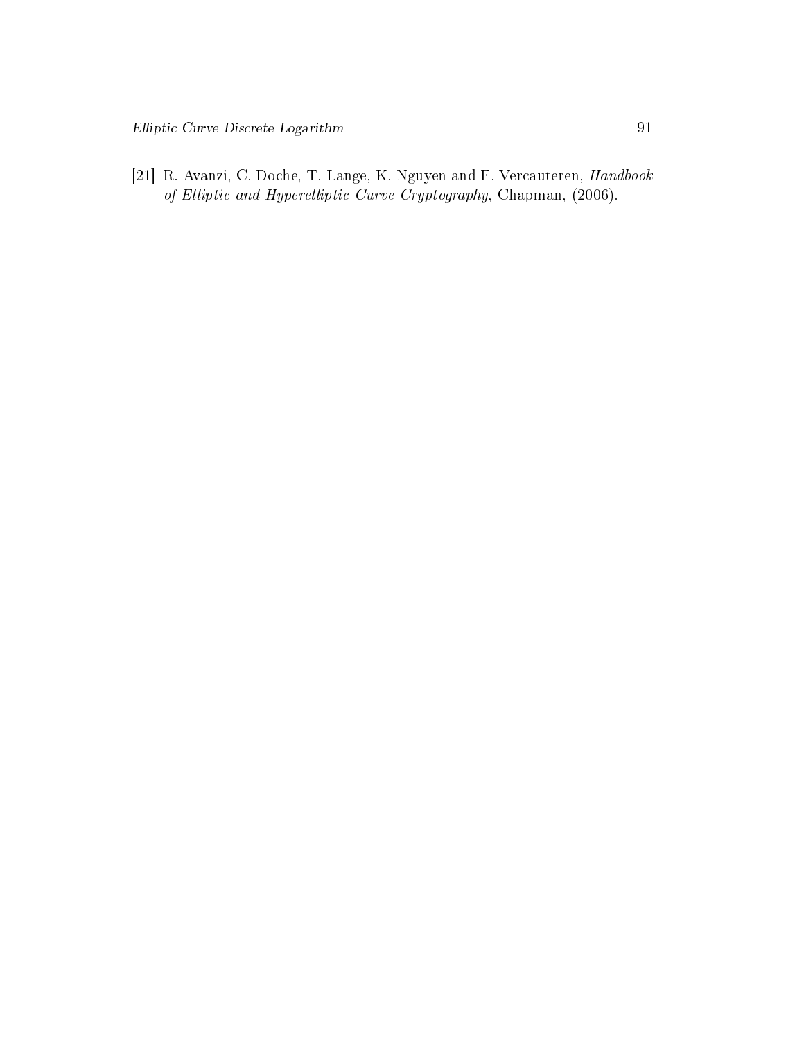[21] R. Avanzi, C. Doche, T. Lange, K. Nguyen and F. Vercauteren, *Handbook of Elliptic and Hyperelliptic Curve Cryptography*, Chapman, (2006).